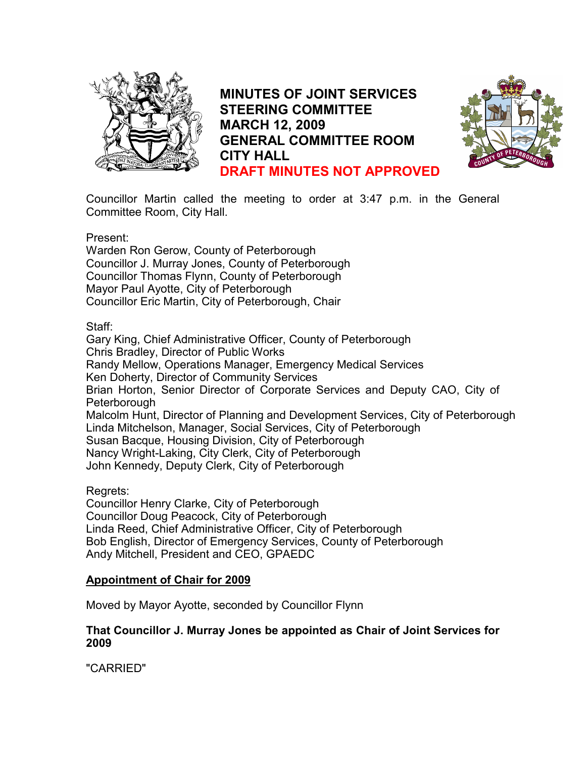# MINUTES OF JOINT SERVICES STEERING COMMITTEE MARCH 12, 2009 GENERAL COMMITTEE ROOM CITY HALL

**DRAFT MINUTES NOT APPROVED**

Councillor Martin called the meeting to order at 3:47 p.m. in the General Committee Room, City Hall.

Present:
Warden Ron Gerow, County of Peterborough
Councillor J. Murray Jones, County of Peterborough
Councillor Thomas Flynn, County of Peterborough
Mayor Paul Ayotte, City of Peterborough
Councillor Eric Martin, City of Peterborough, Chair

Staff:
Gary King, Chief Administrative Officer, County of Peterborough
Chris Bradley, Director of Public Works
Randy Mellow, Operations Manager, Emergency Medical Services
Ken Doherty, Director of Community Services
Brian Horton, Senior Director of Corporate Services and Deputy CAO, City of Peterborough
Malcolm Hunt, Director of Planning and Development Services, City of Peterborough
Linda Mitchelson, Manager, Social Services, City of Peterborough
Susan Bacque, Housing Division, City of Peterborough
Nancy Wright-Laking, City Clerk, City of Peterborough
John Kennedy, Deputy Clerk, City of Peterborough

Regrets:
Councillor Henry Clarke, City of Peterborough
Councillor Doug Peacock, City of Peterborough
Linda Reed, Chief Administrative Officer, City of Peterborough
Bob English, Director of Emergency Services, County of Peterborough
Andy Mitchell, President and CEO, GPAEDC

## Appointment of Chair for 2009

Moved by Mayor Ayotte, seconded by Councillor Flynn

**That Councillor J. Murray Jones be appointed as Chair of Joint Services for 2009**

"CARRIED"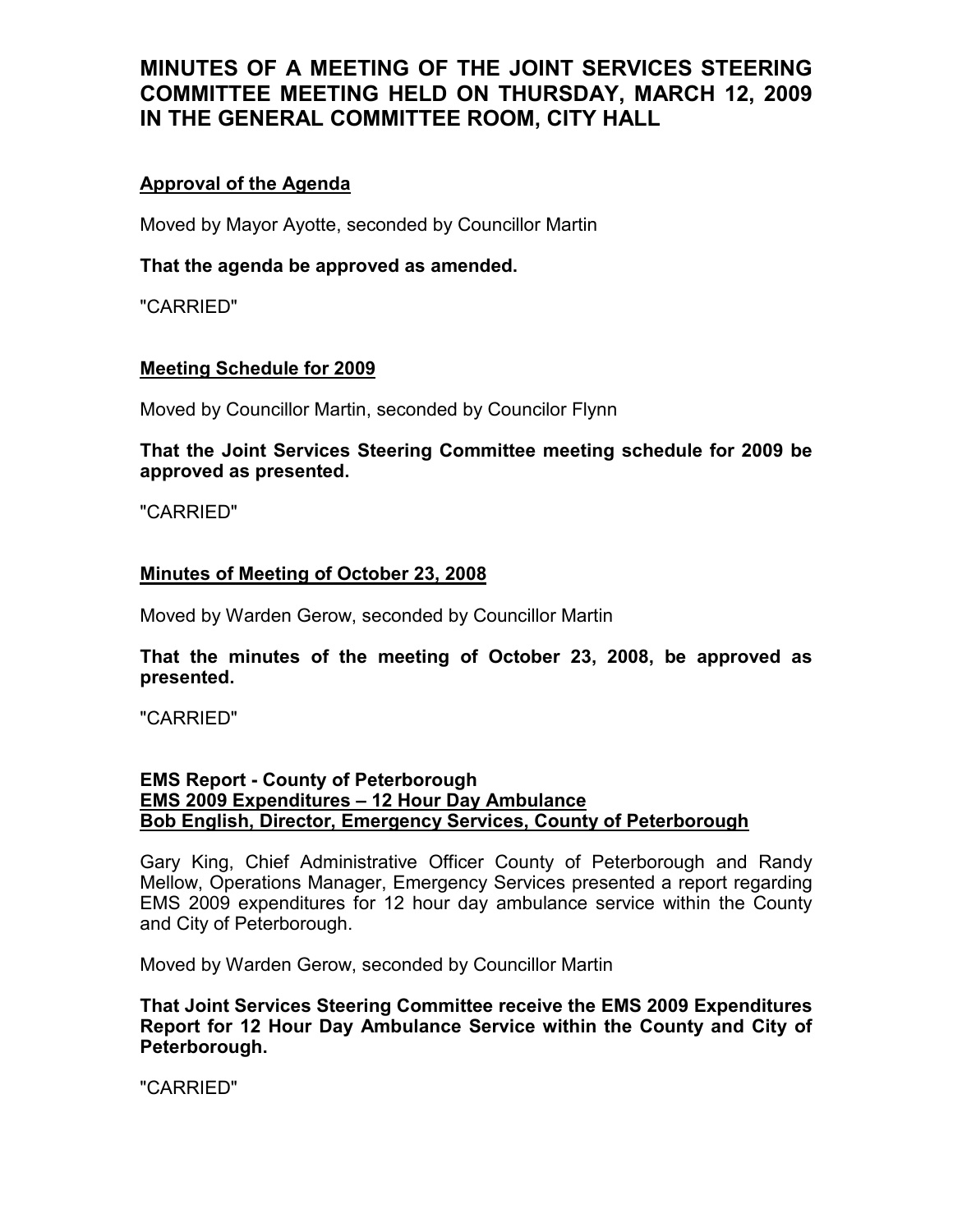# MINUTES OF A MEETING OF THE JOINT SERVICES STEERING COMMITTEE MEETING HELD ON THURSDAY, MARCH 12, 2009 IN THE GENERAL COMMITTEE ROOM, CITY HALL

## Approval of the Agenda

Moved by Mayor Ayotte, seconded by Councillor Martin

**That the agenda be approved as amended.**

"CARRIED"

## Meeting Schedule for 2009

Moved by Councillor Martin, seconded by Councilor Flynn

**That the Joint Services Steering Committee meeting schedule for 2009 be approved as presented.**

"CARRIED"

## Minutes of Meeting of October 23, 2008

Moved by Warden Gerow, seconded by Councillor Martin

**That the minutes of the meeting of October 23, 2008, be approved as presented.**

"CARRIED"

## EMS Report - County of Peterborough
## EMS 2009 Expenditures – 12 Hour Day Ambulance
## Bob English, Director, Emergency Services, County of Peterborough

Gary King, Chief Administrative Officer County of Peterborough and Randy Mellow, Operations Manager, Emergency Services presented a report regarding EMS 2009 expenditures for 12 hour day ambulance service within the County and City of Peterborough.

Moved by Warden Gerow, seconded by Councillor Martin

**That Joint Services Steering Committee receive the EMS 2009 Expenditures Report for 12 Hour Day Ambulance Service within the County and City of Peterborough.**

"CARRIED"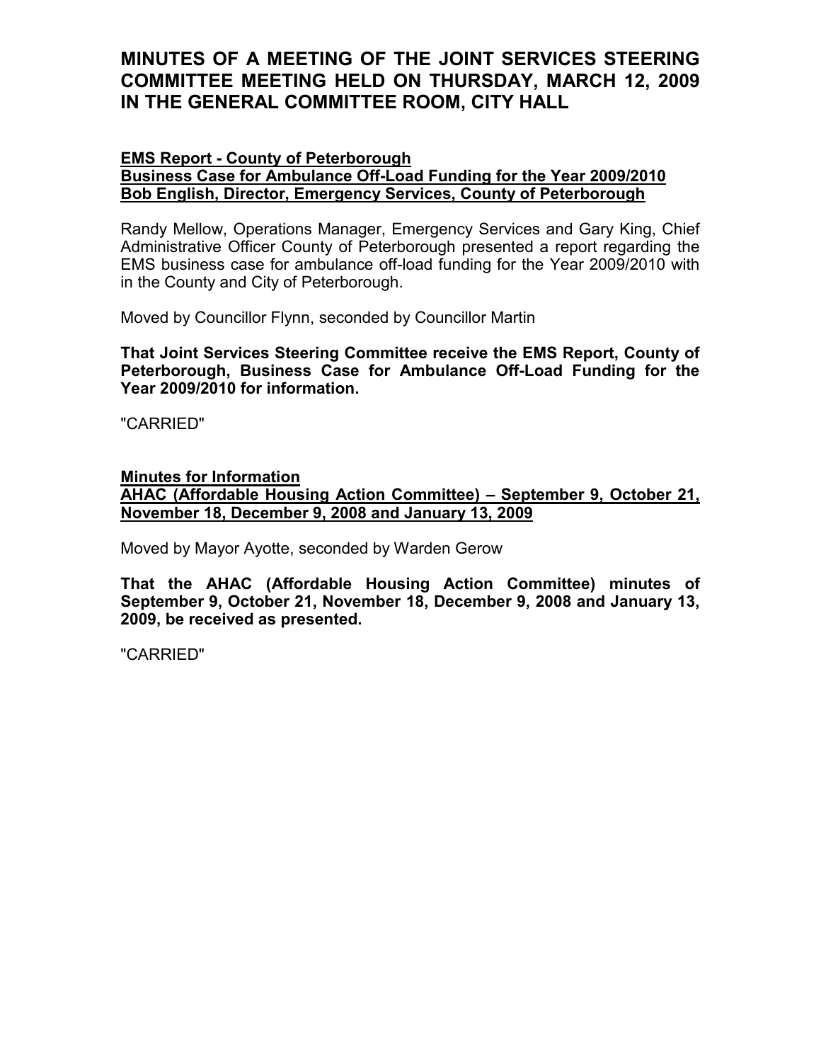# MINUTES OF A MEETING OF THE JOINT SERVICES STEERING COMMITTEE MEETING HELD ON THURSDAY, MARCH 12, 2009 IN THE GENERAL COMMITTEE ROOM, CITY HALL

**EMS Report - County of Peterborough**
**Business Case for Ambulance Off-Load Funding for the Year 2009/2010**
**Bob English, Director, Emergency Services, County of Peterborough**

Randy Mellow, Operations Manager, Emergency Services and Gary King, Chief Administrative Officer County of Peterborough presented a report regarding the EMS business case for ambulance off-load funding for the Year 2009/2010 with in the County and City of Peterborough.

Moved by Councillor Flynn, seconded by Councillor Martin

**That Joint Services Steering Committee receive the EMS Report, County of Peterborough, Business Case for Ambulance Off-Load Funding for the Year 2009/2010 for information.**

"CARRIED"

**Minutes for Information**
**AHAC (Affordable Housing Action Committee) – September 9, October 21, November 18, December 9, 2008 and January 13, 2009**

Moved by Mayor Ayotte, seconded by Warden Gerow

**That the AHAC (Affordable Housing Action Committee) minutes of September 9, October 21, November 18, December 9, 2008 and January 13, 2009, be received as presented.**

"CARRIED"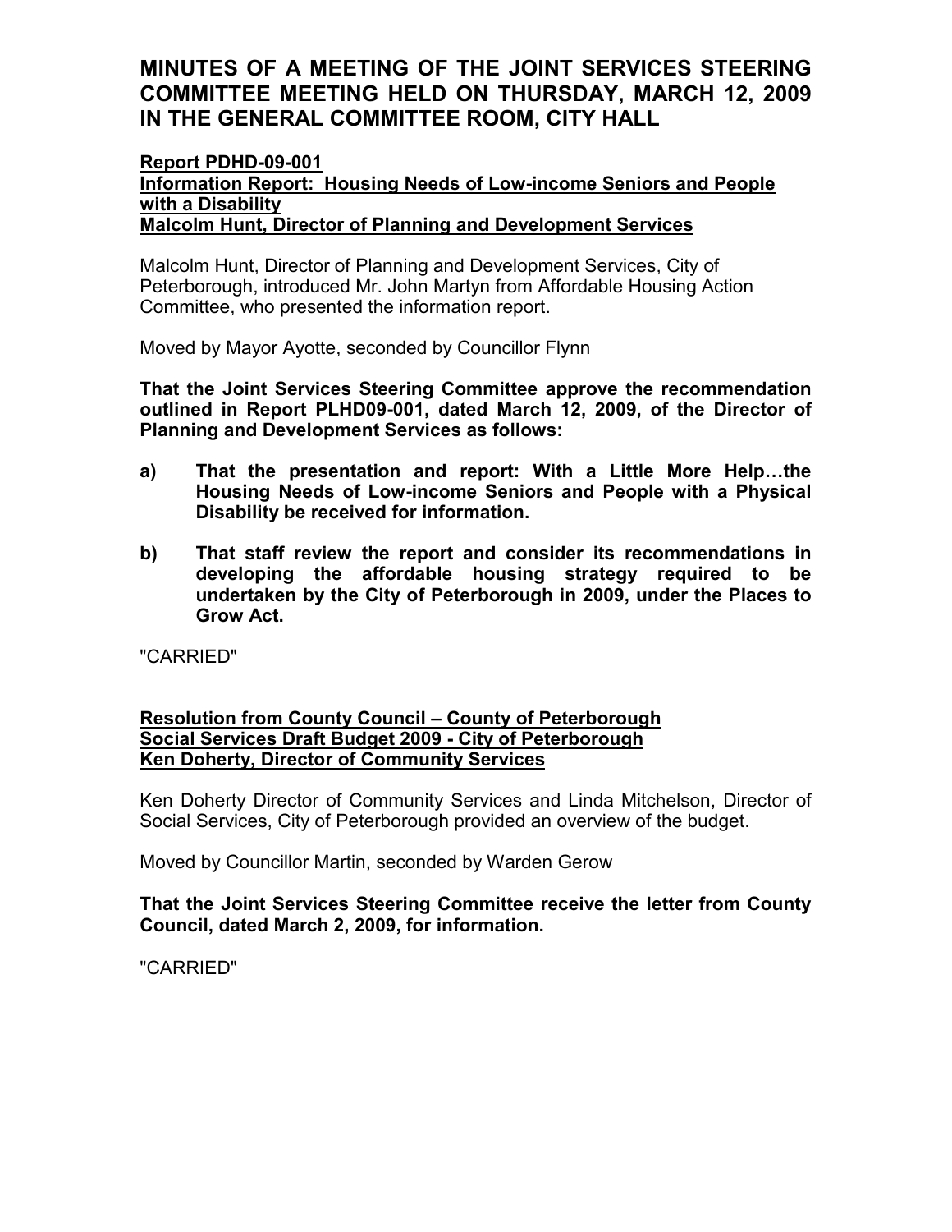# MINUTES OF A MEETING OF THE JOINT SERVICES STEERING COMMITTEE MEETING HELD ON THURSDAY, MARCH 12, 2009 IN THE GENERAL COMMITTEE ROOM, CITY HALL

**Report PDHD-09-001**
**Information Report: Housing Needs of Low-income Seniors and People with a Disability**
**Malcolm Hunt, Director of Planning and Development Services**

Malcolm Hunt, Director of Planning and Development Services, City of Peterborough, introduced Mr. John Martyn from Affordable Housing Action Committee, who presented the information report.

Moved by Mayor Ayotte, seconded by Councillor Flynn

**That the Joint Services Steering Committee approve the recommendation outlined in Report PLHD09-001, dated March 12, 2009, of the Director of Planning and Development Services as follows:**

**a) That the presentation and report: With a Little More Help…the Housing Needs of Low-income Seniors and People with a Physical Disability be received for information.**

**b) That staff review the report and consider its recommendations in developing the affordable housing strategy required to be undertaken by the City of Peterborough in 2009, under the Places to Grow Act.**

"CARRIED"

**Resolution from County Council – County of Peterborough**
**Social Services Draft Budget 2009 - City of Peterborough**
**Ken Doherty, Director of Community Services**

Ken Doherty Director of Community Services and Linda Mitchelson, Director of Social Services, City of Peterborough provided an overview of the budget.

Moved by Councillor Martin, seconded by Warden Gerow

**That the Joint Services Steering Committee receive the letter from County Council, dated March 2, 2009, for information.**

"CARRIED"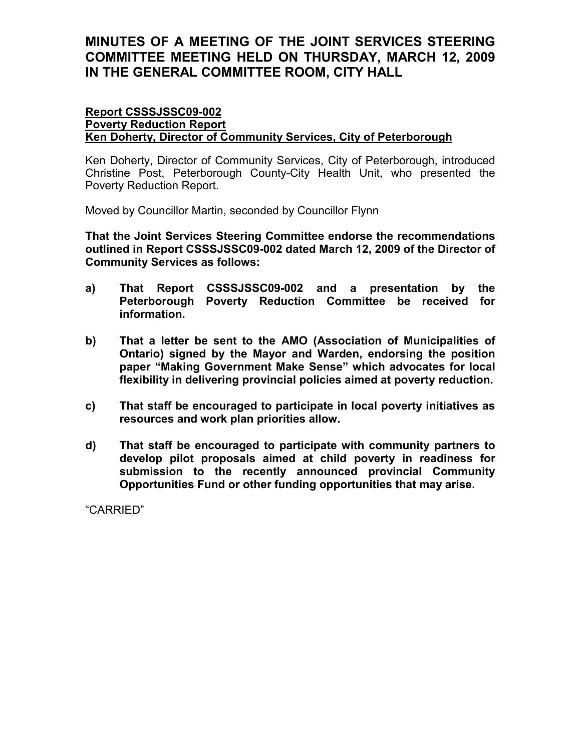# MINUTES OF A MEETING OF THE JOINT SERVICES STEERING COMMITTEE MEETING HELD ON THURSDAY, MARCH 12, 2009 IN THE GENERAL COMMITTEE ROOM, CITY HALL

**Report CSSSJSSC09-002**
**Poverty Reduction Report**
**Ken Doherty, Director of Community Services, City of Peterborough**

Ken Doherty, Director of Community Services, City of Peterborough, introduced Christine Post, Peterborough County-City Health Unit, who presented the Poverty Reduction Report.

Moved by Councillor Martin, seconded by Councillor Flynn

**That the Joint Services Steering Committee endorse the recommendations outlined in Report CSSSJSSC09-002 dated March 12, 2009 of the Director of Community Services as follows:**

**a) That Report CSSSJSSC09-002 and a presentation by the Peterborough Poverty Reduction Committee be received for information.**

**b) That a letter be sent to the AMO (Association of Municipalities of Ontario) signed by the Mayor and Warden, endorsing the position paper "Making Government Make Sense" which advocates for local flexibility in delivering provincial policies aimed at poverty reduction.**

**c) That staff be encouraged to participate in local poverty initiatives as resources and work plan priorities allow.**

**d) That staff be encouraged to participate with community partners to develop pilot proposals aimed at child poverty in readiness for submission to the recently announced provincial Community Opportunities Fund or other funding opportunities that may arise.**

"CARRIED"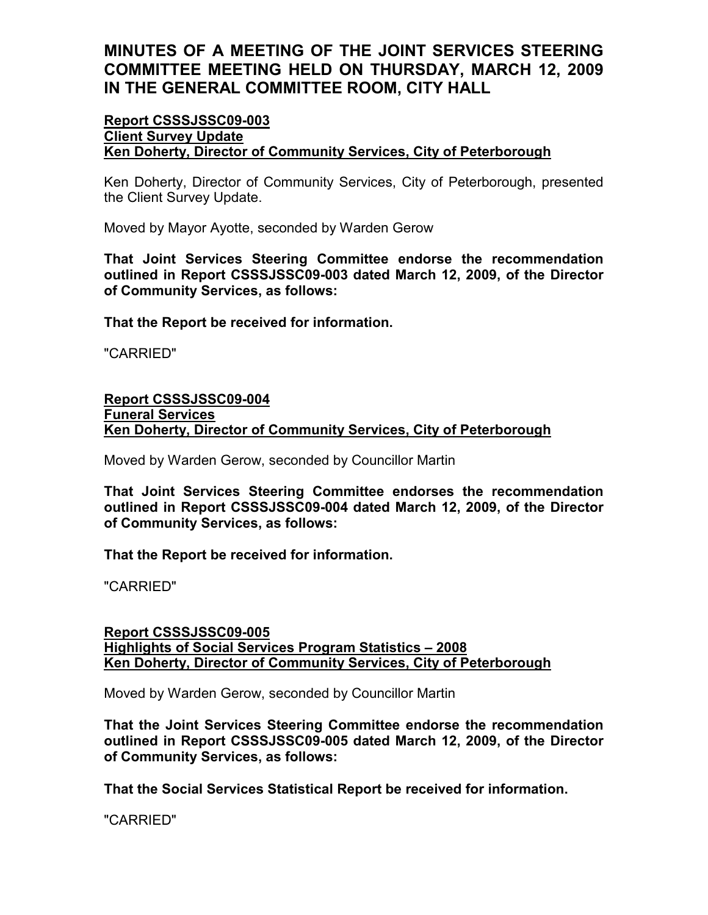# MINUTES OF A MEETING OF THE JOINT SERVICES STEERING COMMITTEE MEETING HELD ON THURSDAY, MARCH 12, 2009 IN THE GENERAL COMMITTEE ROOM, CITY HALL

**Report CSSSJSSC09-003**
**Client Survey Update**
**Ken Doherty, Director of Community Services, City of Peterborough**

Ken Doherty, Director of Community Services, City of Peterborough, presented the Client Survey Update.

Moved by Mayor Ayotte, seconded by Warden Gerow

**That Joint Services Steering Committee endorse the recommendation outlined in Report CSSSJSSC09-003 dated March 12, 2009, of the Director of Community Services, as follows:**

**That the Report be received for information.**

"CARRIED"

**Report CSSSJSSC09-004**
**Funeral Services**
**Ken Doherty, Director of Community Services, City of Peterborough**

Moved by Warden Gerow, seconded by Councillor Martin

**That Joint Services Steering Committee endorses the recommendation outlined in Report CSSSJSSC09-004 dated March 12, 2009, of the Director of Community Services, as follows:**

**That the Report be received for information.**

"CARRIED"

**Report CSSSJSSC09-005**
**Highlights of Social Services Program Statistics – 2008**
**Ken Doherty, Director of Community Services, City of Peterborough**

Moved by Warden Gerow, seconded by Councillor Martin

**That the Joint Services Steering Committee endorse the recommendation outlined in Report CSSSJSSC09-005 dated March 12, 2009, of the Director of Community Services, as follows:**

**That the Social Services Statistical Report be received for information.**

"CARRIED"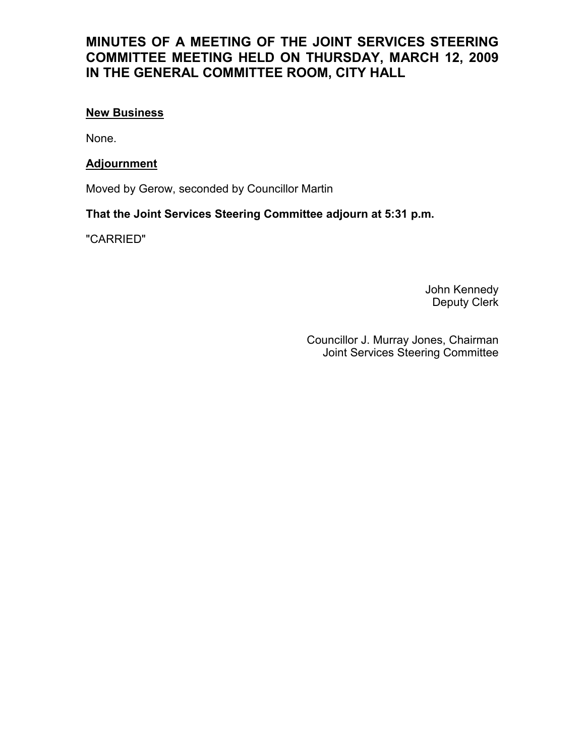# MINUTES OF A MEETING OF THE JOINT SERVICES STEERING COMMITTEE MEETING HELD ON THURSDAY, MARCH 12, 2009 IN THE GENERAL COMMITTEE ROOM, CITY HALL

## New Business

None.

## Adjournment

Moved by Gerow, seconded by Councillor Martin

**That the Joint Services Steering Committee adjourn at 5:31 p.m.**

"CARRIED"

John Kennedy
Deputy Clerk

Councillor J. Murray Jones, Chairman
Joint Services Steering Committee